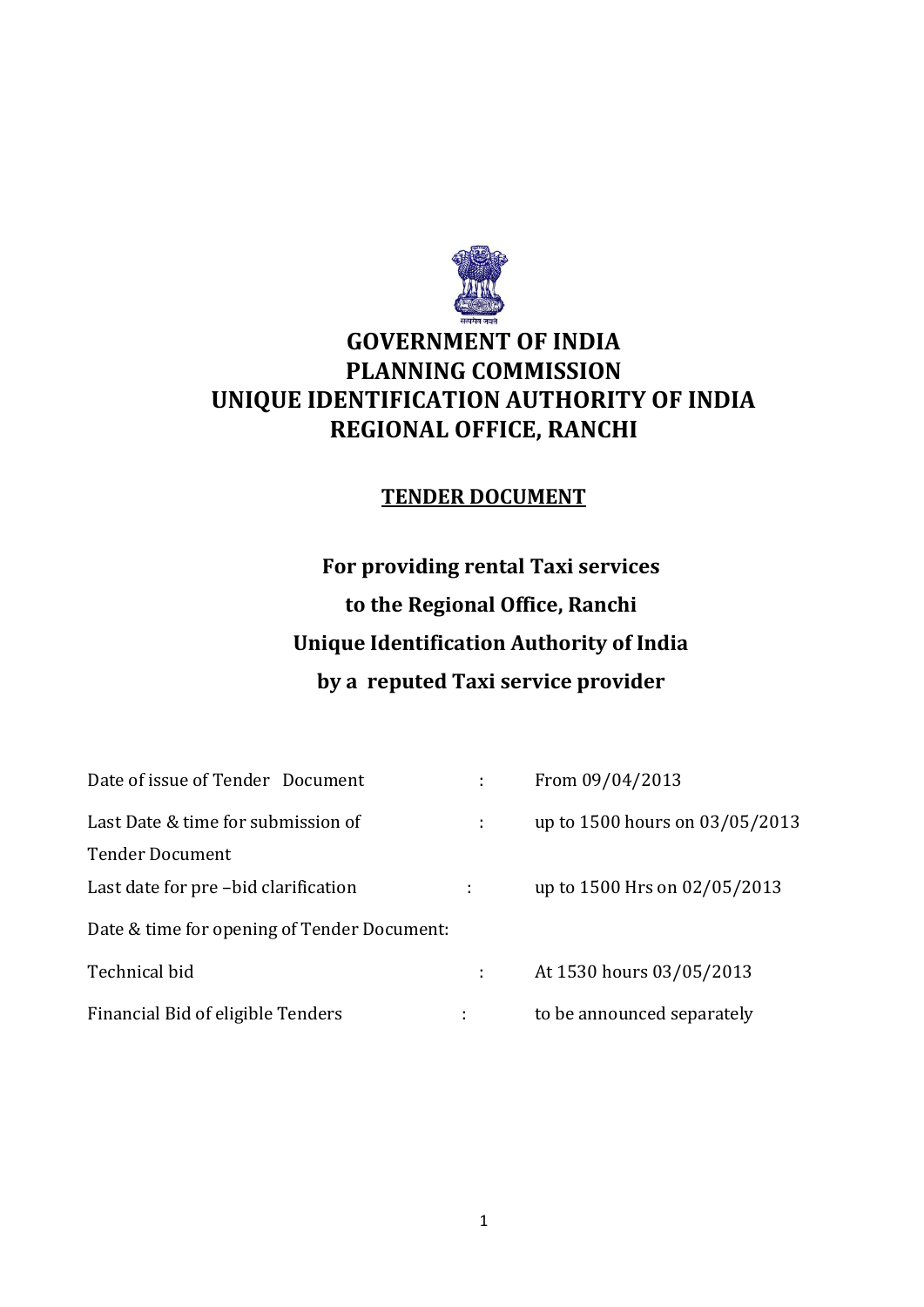# GOVERNMENT OF INDIA
# PLANNING COMMISSION
# UNIQUE IDENTIFICATION AUTHORITY OF INDIA
# REGIONAL OFFICE, RANCHI

## TENDER DOCUMENT

**For providing rental Taxi services**

**to the Regional Office, Ranchi**

**Unique Identification Authority of India**

**by a reputed Taxi service provider**

| | | |
|---|---|---|
| Date of issue of Tender Document | : | From 09/04/2013 |
| Last Date & time for submission of Tender Document | : | up to 1500 hours on 03/05/2013 |
| Last date for pre –bid clarification | : | up to 1500 Hrs on 02/05/2013 |
| Date & time for opening of Tender Document: | | |
| Technical bid | : | At 1530 hours 03/05/2013 |
| Financial Bid of eligible Tenders | : | to be announced separately |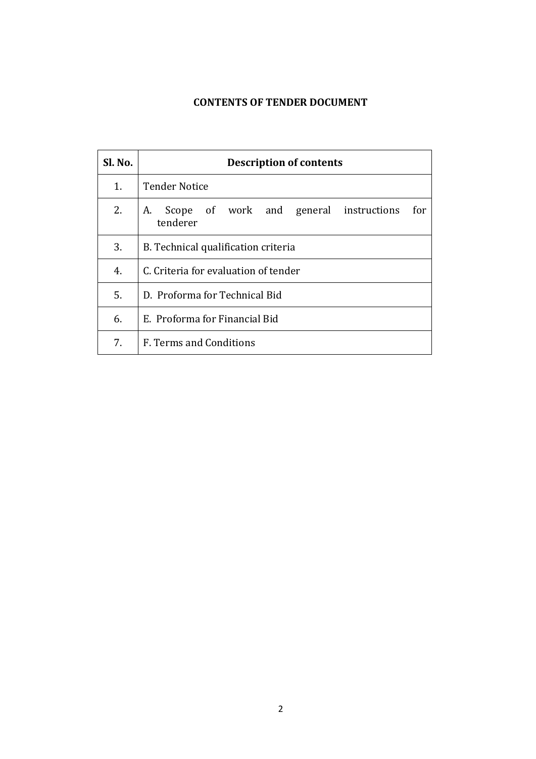# CONTENTS OF TENDER DOCUMENT

| Sl. No. | Description of contents |
|---|---|
| 1. | Tender Notice |
| 2. | A. Scope of work and general instructions for tenderer |
| 3. | B. Technical qualification criteria |
| 4. | C. Criteria for evaluation of tender |
| 5. | D. Proforma for Technical Bid |
| 6. | E. Proforma for Financial Bid |
| 7. | F. Terms and Conditions |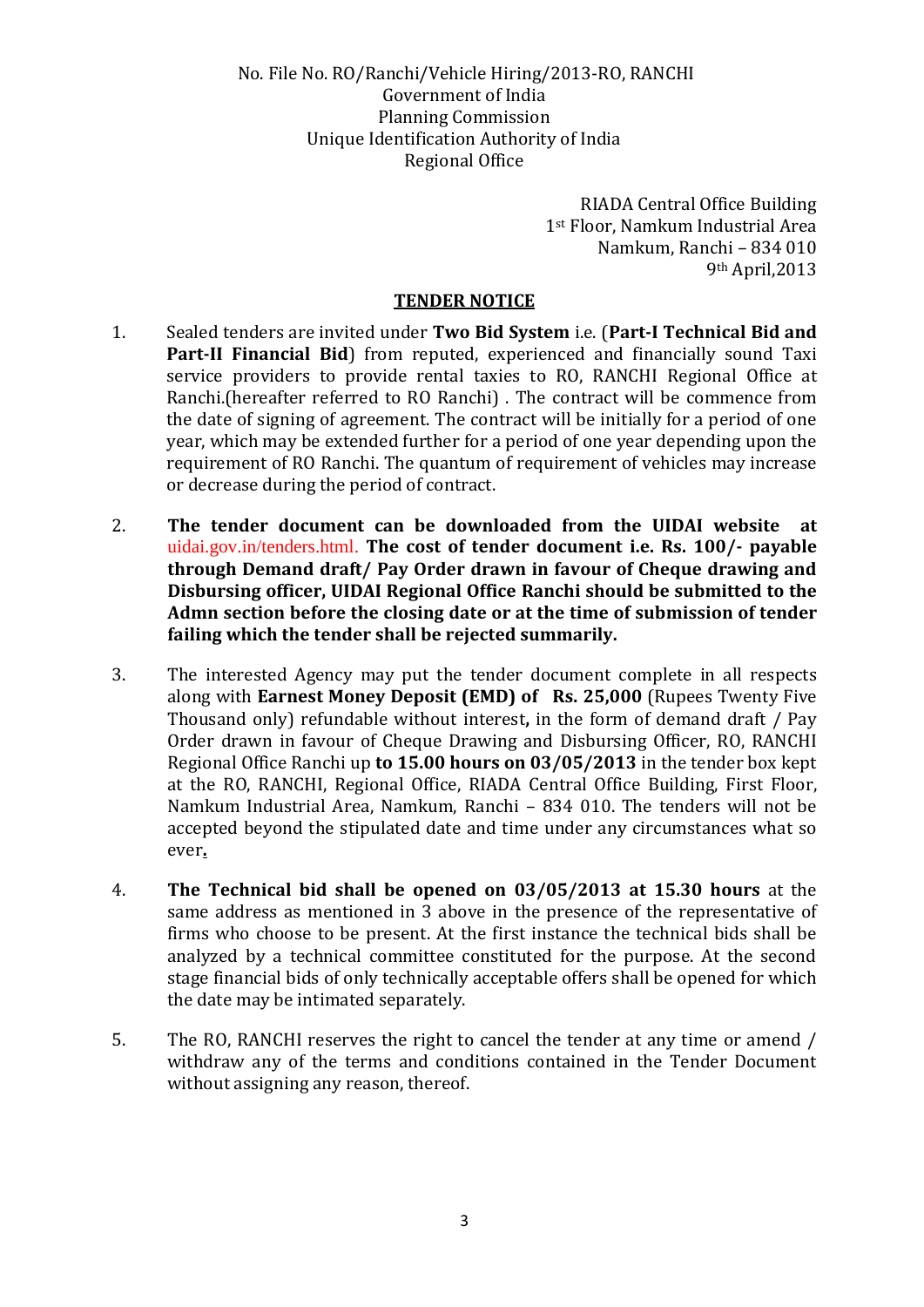No. File No. RO/Ranchi/Vehicle Hiring/2013-RO, RANCHI
Government of India
Planning Commission
Unique Identification Authority of India
Regional Office

RIADA Central Office Building
1st Floor, Namkum Industrial Area
Namkum, Ranchi – 834 010
9th April,2013

## TENDER NOTICE

1. Sealed tenders are invited under **Two Bid System** i.e. (**Part-I Technical Bid and Part-II Financial Bid**) from reputed, experienced and financially sound Taxi service providers to provide rental taxies to RO, RANCHI Regional Office at Ranchi.(hereafter referred to RO Ranchi) . The contract will be commence from the date of signing of agreement. The contract will be initially for a period of one year, which may be extended further for a period of one year depending upon the requirement of RO Ranchi. The quantum of requirement of vehicles may increase or decrease during the period of contract.

2. **The tender document can be downloaded from the UIDAI website at** uidai.gov.in/tenders.html. **The cost of tender document i.e. Rs. 100/- payable through Demand draft/ Pay Order drawn in favour of Cheque drawing and Disbursing officer, UIDAI Regional Office Ranchi should be submitted to the Admn section before the closing date or at the time of submission of tender failing which the tender shall be rejected summarily.**

3. The interested Agency may put the tender document complete in all respects along with **Earnest Money Deposit (EMD) of Rs. 25,000** (Rupees Twenty Five Thousand only) refundable without interest**,** in the form of demand draft / Pay Order drawn in favour of Cheque Drawing and Disbursing Officer, RO, RANCHI Regional Office Ranchi up **to 15.00 hours on 03/05/2013** in the tender box kept at the RO, RANCHI, Regional Office, RIADA Central Office Building, First Floor, Namkum Industrial Area, Namkum, Ranchi – 834 010. The tenders will not be accepted beyond the stipulated date and time under any circumstances what so ever**.**

4. **The Technical bid shall be opened on 03/05/2013 at 15.30 hours** at the same address as mentioned in 3 above in the presence of the representative of firms who choose to be present. At the first instance the technical bids shall be analyzed by a technical committee constituted for the purpose. At the second stage financial bids of only technically acceptable offers shall be opened for which the date may be intimated separately.

5. The RO, RANCHI reserves the right to cancel the tender at any time or amend / withdraw any of the terms and conditions contained in the Tender Document without assigning any reason, thereof.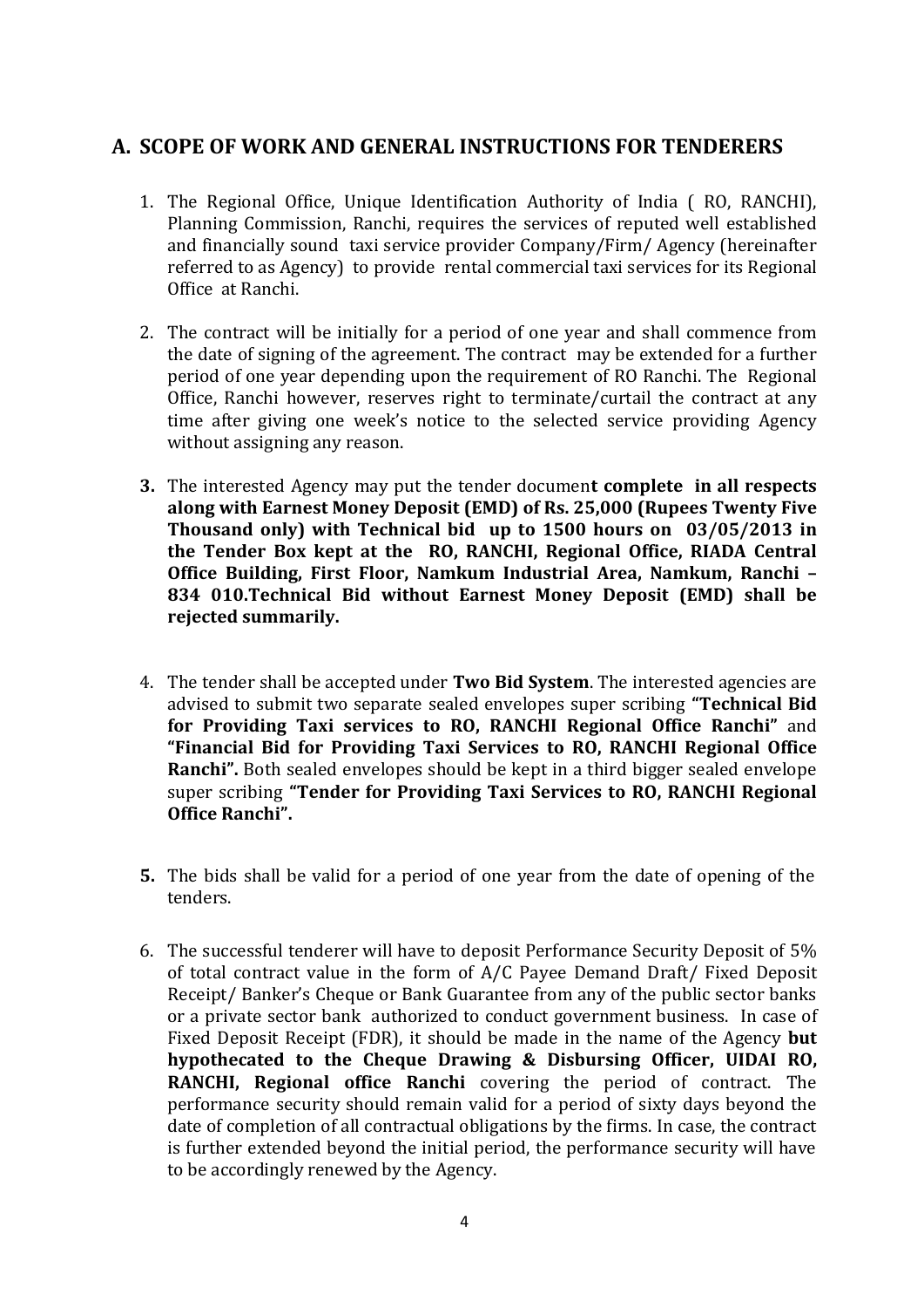## A. SCOPE OF WORK AND GENERAL INSTRUCTIONS FOR TENDERERS

1. The Regional Office, Unique Identification Authority of India ( RO, RANCHI), Planning Commission, Ranchi, requires the services of reputed well established and financially sound taxi service provider Company/Firm/ Agency (hereinafter referred to as Agency) to provide rental commercial taxi services for its Regional Office at Ranchi.

2. The contract will be initially for a period of one year and shall commence from the date of signing of the agreement. The contract may be extended for a further period of one year depending upon the requirement of RO Ranchi. The Regional Office, Ranchi however, reserves right to terminate/curtail the contract at any time after giving one week's notice to the selected service providing Agency without assigning any reason.

3. The interested Agency may put the tender documen**t complete in all respects along with Earnest Money Deposit (EMD) of Rs. 25,000 (Rupees Twenty Five Thousand only) with Technical bid up to 1500 hours on 03/05/2013 in the Tender Box kept at the RO, RANCHI, Regional Office, RIADA Central Office Building, First Floor, Namkum Industrial Area, Namkum, Ranchi – 834 010.Technical Bid without Earnest Money Deposit (EMD) shall be rejected summarily.**

4. The tender shall be accepted under **Two Bid System**. The interested agencies are advised to submit two separate sealed envelopes super scribing **"Technical Bid for Providing Taxi services to RO, RANCHI Regional Office Ranchi"** and **"Financial Bid for Providing Taxi Services to RO, RANCHI Regional Office Ranchi".** Both sealed envelopes should be kept in a third bigger sealed envelope super scribing **"Tender for Providing Taxi Services to RO, RANCHI Regional Office Ranchi".**

5. The bids shall be valid for a period of one year from the date of opening of the tenders.

6. The successful tenderer will have to deposit Performance Security Deposit of 5% of total contract value in the form of A/C Payee Demand Draft/ Fixed Deposit Receipt/ Banker's Cheque or Bank Guarantee from any of the public sector banks or a private sector bank authorized to conduct government business. In case of Fixed Deposit Receipt (FDR), it should be made in the name of the Agency **but hypothecated to the Cheque Drawing & Disbursing Officer, UIDAI RO, RANCHI, Regional office Ranchi** covering the period of contract. The performance security should remain valid for a period of sixty days beyond the date of completion of all contractual obligations by the firms. In case, the contract is further extended beyond the initial period, the performance security will have to be accordingly renewed by the Agency.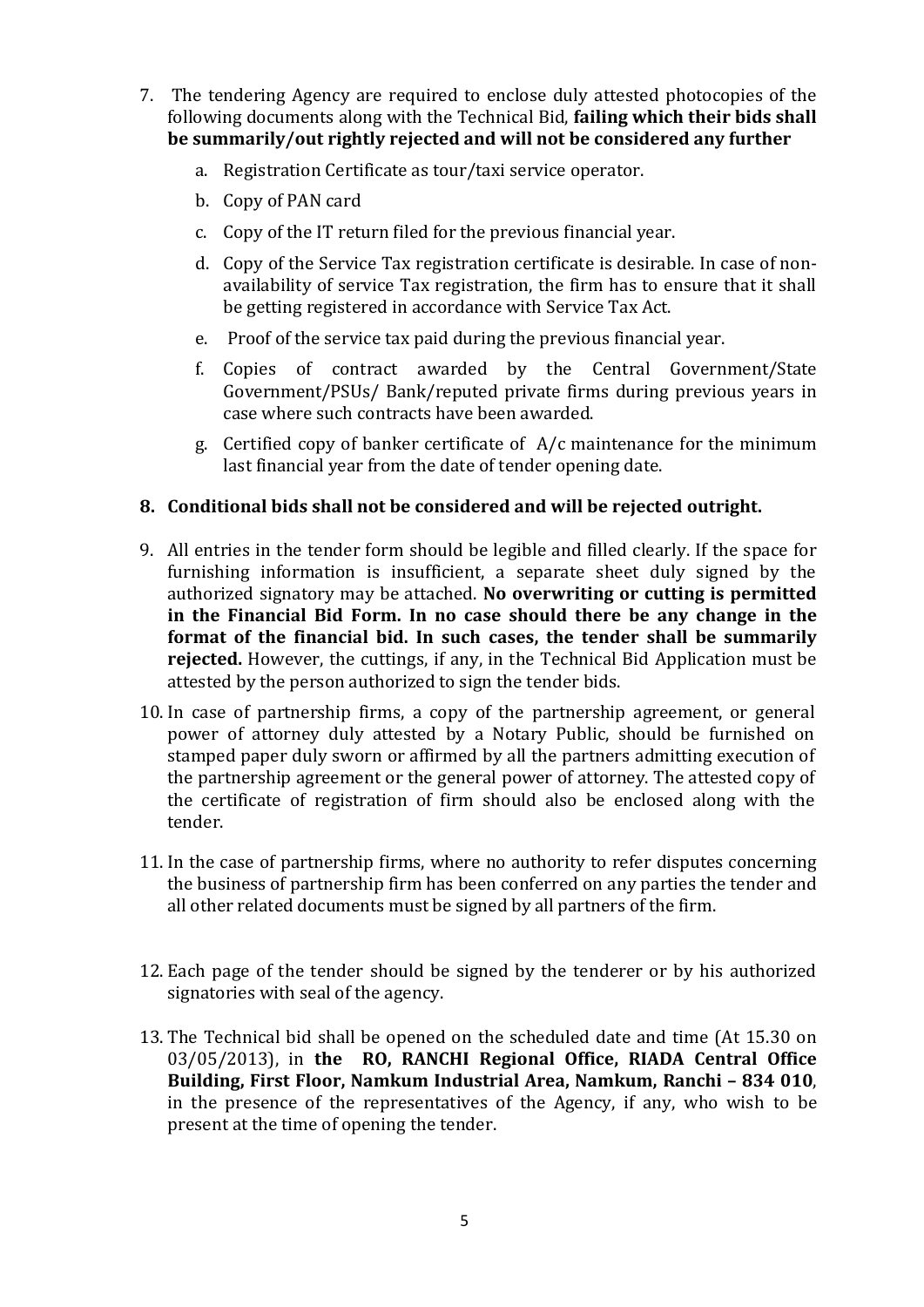7. The tendering Agency are required to enclose duly attested photocopies of the following documents along with the Technical Bid, **failing which their bids shall be summarily/out rightly rejected and will not be considered any further**

    a. Registration Certificate as tour/taxi service operator.

    b. Copy of PAN card

    c. Copy of the IT return filed for the previous financial year.

    d. Copy of the Service Tax registration certificate is desirable. In case of non-availability of service Tax registration, the firm has to ensure that it shall be getting registered in accordance with Service Tax Act.

    e. Proof of the service tax paid during the previous financial year.

    f. Copies of contract awarded by the Central Government/State Government/PSUs/ Bank/reputed private firms during previous years in case where such contracts have been awarded.

    g. Certified copy of banker certificate of A/c maintenance for the minimum last financial year from the date of tender opening date.

8. **Conditional bids shall not be considered and will be rejected outright.**

9. All entries in the tender form should be legible and filled clearly. If the space for furnishing information is insufficient, a separate sheet duly signed by the authorized signatory may be attached. **No overwriting or cutting is permitted in the Financial Bid Form. In no case should there be any change in the format of the financial bid. In such cases, the tender shall be summarily rejected.** However, the cuttings, if any, in the Technical Bid Application must be attested by the person authorized to sign the tender bids.

10. In case of partnership firms, a copy of the partnership agreement, or general power of attorney duly attested by a Notary Public, should be furnished on stamped paper duly sworn or affirmed by all the partners admitting execution of the partnership agreement or the general power of attorney. The attested copy of the certificate of registration of firm should also be enclosed along with the tender.

11. In the case of partnership firms, where no authority to refer disputes concerning the business of partnership firm has been conferred on any parties the tender and all other related documents must be signed by all partners of the firm.

12. Each page of the tender should be signed by the tenderer or by his authorized signatories with seal of the agency.

13. The Technical bid shall be opened on the scheduled date and time (At 15.30 on 03/05/2013), in **the RO, RANCHI Regional Office, RIADA Central Office Building, First Floor, Namkum Industrial Area, Namkum, Ranchi – 834 010**, in the presence of the representatives of the Agency, if any, who wish to be present at the time of opening the tender.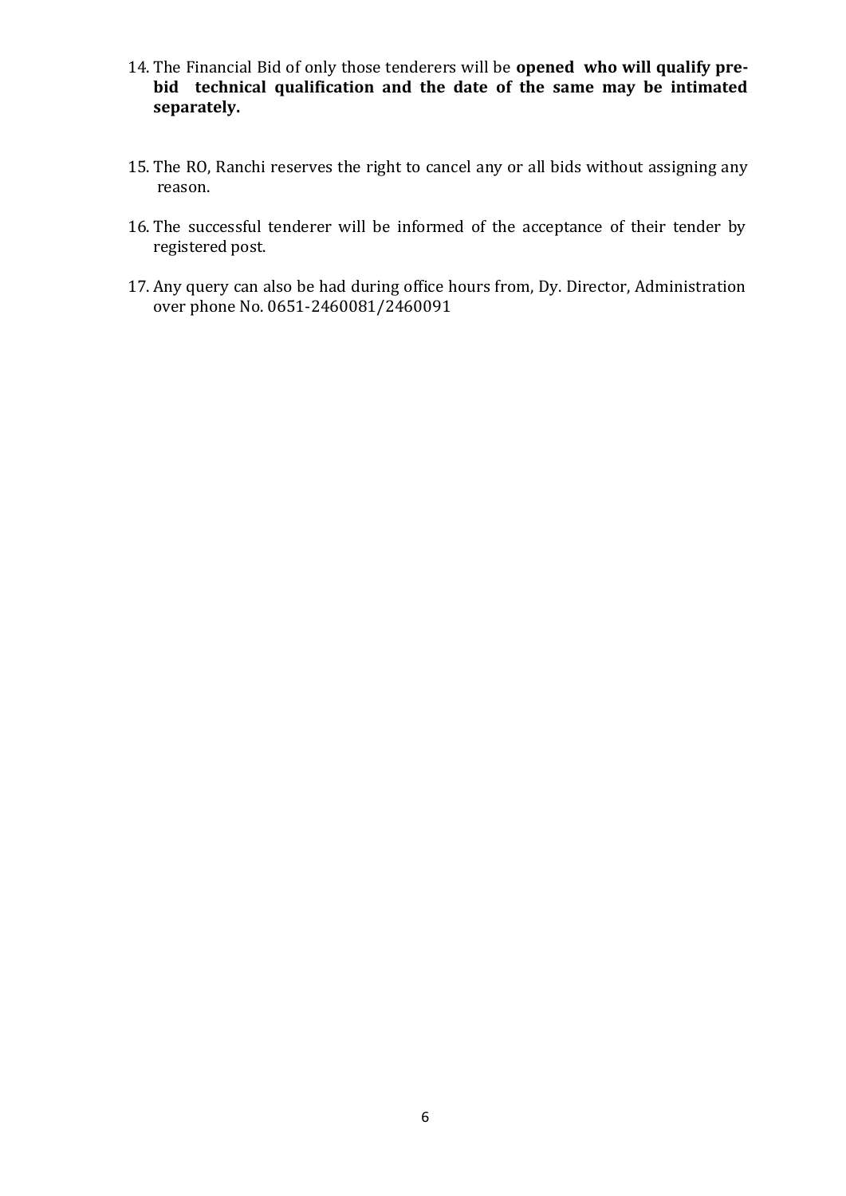14. The Financial Bid of only those tenderers will be **opened who will qualify pre-bid technical qualification and the date of the same may be intimated separately.**

15. The RO, Ranchi reserves the right to cancel any or all bids without assigning any reason.

16. The successful tenderer will be informed of the acceptance of their tender by registered post.

17. Any query can also be had during office hours from, Dy. Director, Administration over phone No. 0651-2460081/2460091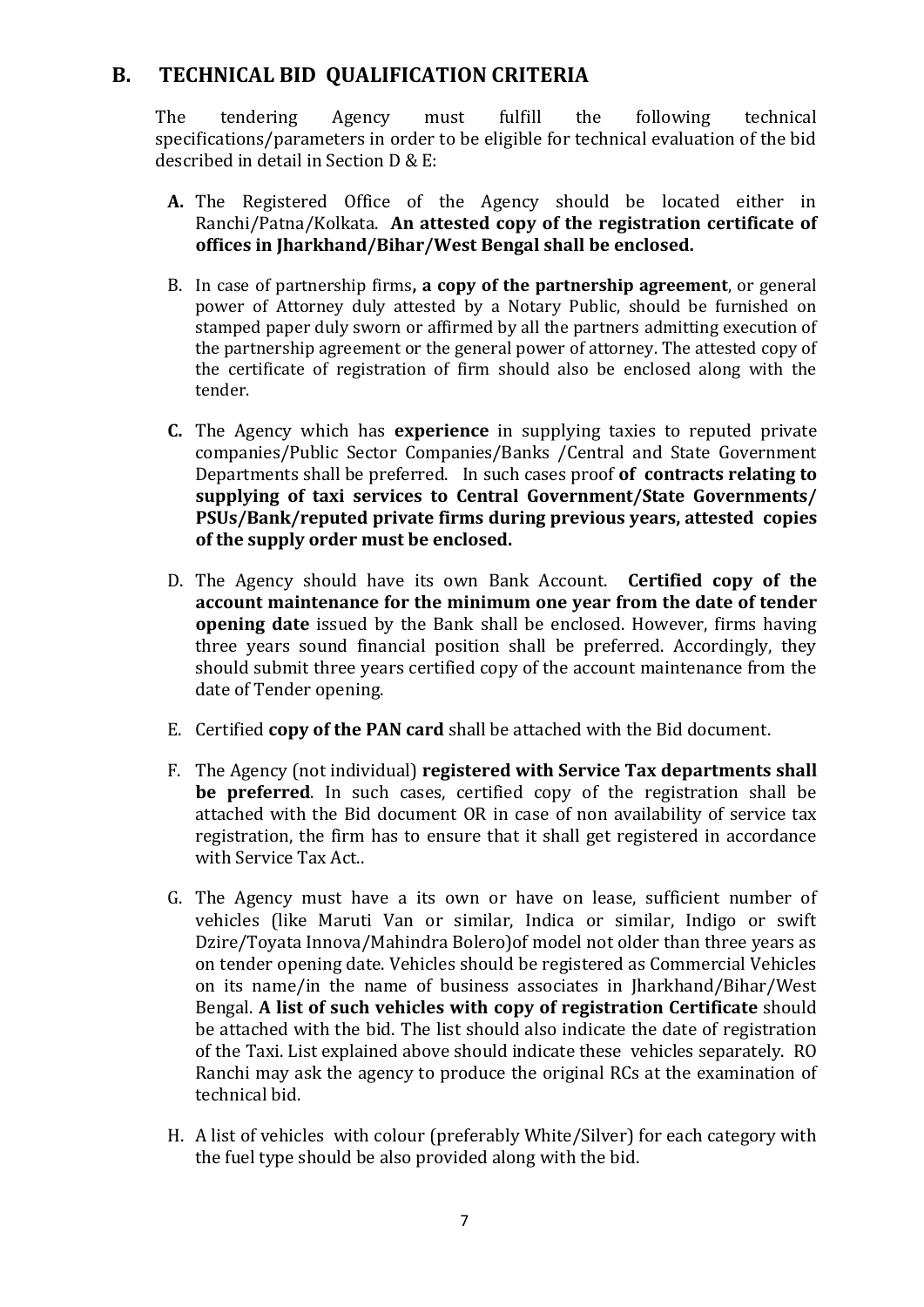## B. TECHNICAL BID QUALIFICATION CRITERIA

The tendering Agency must fulfill the following technical specifications/parameters in order to be eligible for technical evaluation of the bid described in detail in Section D & E:

**A.** The Registered Office of the Agency should be located either in Ranchi/Patna/Kolkata. **An attested copy of the registration certificate of offices in Jharkhand/Bihar/West Bengal shall be enclosed.**

B. In case of partnership firms**, a copy of the partnership agreement**, or general power of Attorney duly attested by a Notary Public, should be furnished on stamped paper duly sworn or affirmed by all the partners admitting execution of the partnership agreement or the general power of attorney. The attested copy of the certificate of registration of firm should also be enclosed along with the tender.

**C.** The Agency which has **experience** in supplying taxies to reputed private companies/Public Sector Companies/Banks /Central and State Government Departments shall be preferred. In such cases proof **of contracts relating to supplying of taxi services to Central Government/State Governments/ PSUs/Bank/reputed private firms during previous years, attested copies of the supply order must be enclosed.**

D. The Agency should have its own Bank Account. **Certified copy of the account maintenance for the minimum one year from the date of tender opening date** issued by the Bank shall be enclosed. However, firms having three years sound financial position shall be preferred. Accordingly, they should submit three years certified copy of the account maintenance from the date of Tender opening.

E. Certified **copy of the PAN card** shall be attached with the Bid document.

F. The Agency (not individual) **registered with Service Tax departments shall be preferred**. In such cases, certified copy of the registration shall be attached with the Bid document OR in case of non availability of service tax registration, the firm has to ensure that it shall get registered in accordance with Service Tax Act..

G. The Agency must have a its own or have on lease, sufficient number of vehicles (like Maruti Van or similar, Indica or similar, Indigo or swift Dzire/Toyata Innova/Mahindra Bolero)of model not older than three years as on tender opening date. Vehicles should be registered as Commercial Vehicles on its name/in the name of business associates in Jharkhand/Bihar/West Bengal. **A list of such vehicles with copy of registration Certificate** should be attached with the bid. The list should also indicate the date of registration of the Taxi. List explained above should indicate these vehicles separately. RO Ranchi may ask the agency to produce the original RCs at the examination of technical bid.

H. A list of vehicles with colour (preferably White/Silver) for each category with the fuel type should be also provided along with the bid.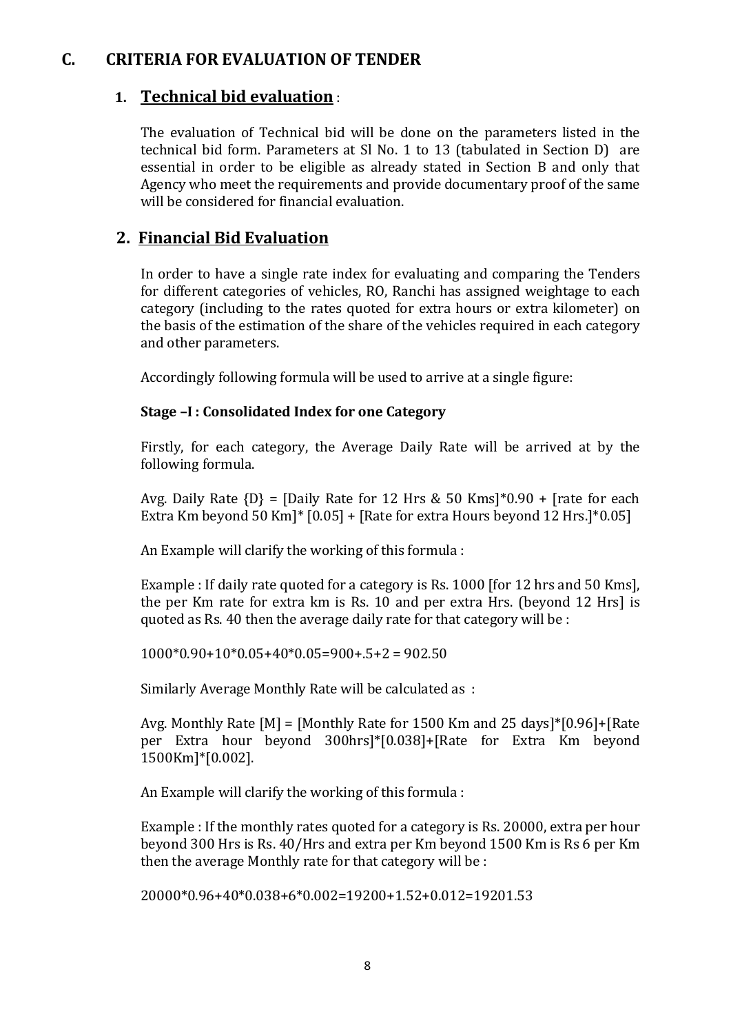## C. CRITERIA FOR EVALUATION OF TENDER

### 1. <u>Technical bid evaluation</u> :

The evaluation of Technical bid will be done on the parameters listed in the technical bid form. Parameters at Sl No. 1 to 13 (tabulated in Section D) are essential in order to be eligible as already stated in Section B and only that Agency who meet the requirements and provide documentary proof of the same will be considered for financial evaluation.

### 2. <u>Financial Bid Evaluation</u>

In order to have a single rate index for evaluating and comparing the Tenders for different categories of vehicles, RO, Ranchi has assigned weightage to each category (including to the rates quoted for extra hours or extra kilometer) on the basis of the estimation of the share of the vehicles required in each category and other parameters.

Accordingly following formula will be used to arrive at a single figure:

**Stage –I : Consolidated Index for one Category**

Firstly, for each category, the Average Daily Rate will be arrived at by the following formula.

Avg. Daily Rate {D} = [Daily Rate for 12 Hrs & 50 Kms]*0.90 + [rate for each Extra Km beyond 50 Km]* [0.05] + [Rate for extra Hours beyond 12 Hrs.]*0.05]

An Example will clarify the working of this formula :

Example : If daily rate quoted for a category is Rs. 1000 [for 12 hrs and 50 Kms], the per Km rate for extra km is Rs. 10 and per extra Hrs. (beyond 12 Hrs] is quoted as Rs. 40 then the average daily rate for that category will be :

1000*0.90+10*0.05+40*0.05=900+.5+2 = 902.50

Similarly Average Monthly Rate will be calculated as :

Avg. Monthly Rate [M] = [Monthly Rate for 1500 Km and 25 days]*[0.96]+[Rate per Extra hour beyond 300hrs]*[0.038]+[Rate for Extra Km beyond 1500Km]*[0.002].

An Example will clarify the working of this formula :

Example : If the monthly rates quoted for a category is Rs. 20000, extra per hour beyond 300 Hrs is Rs. 40/Hrs and extra per Km beyond 1500 Km is Rs 6 per Km then the average Monthly rate for that category will be :

20000*0.96+40*0.038+6*0.002=19200+1.52+0.012=19201.53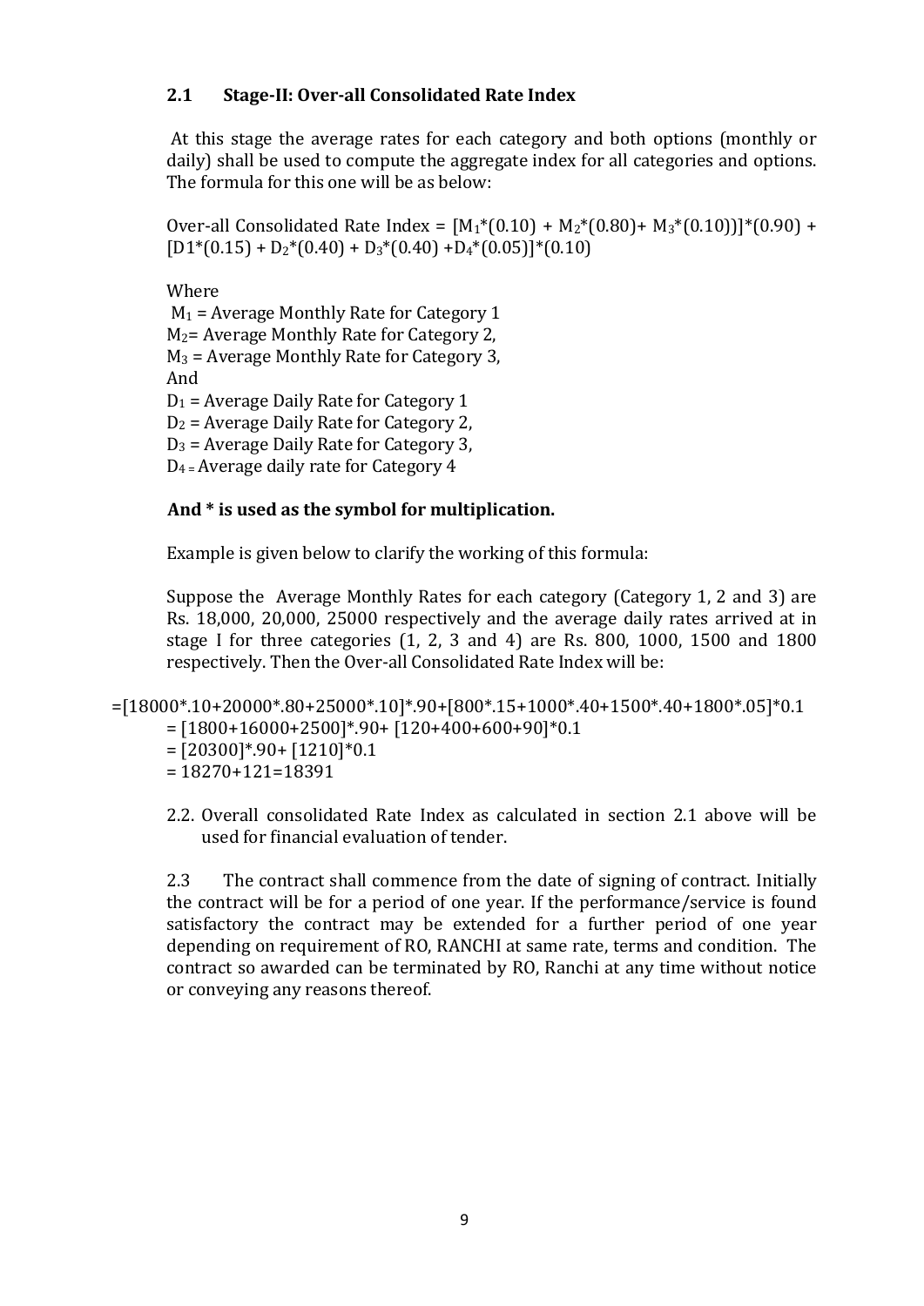## 2.1 Stage-II: Over-all Consolidated Rate Index

At this stage the average rates for each category and both options (monthly or daily) shall be used to compute the aggregate index for all categories and options. The formula for this one will be as below:

Over-all Consolidated Rate Index = $[M_1*(0.10) + M_2*(0.80) + M_3*(0.10))]*(0.90) + [D1*(0.15) + D_2*(0.40) + D_3*(0.40) + D_4*(0.05)]*(0.10)$

Where

$M_1$ = Average Monthly Rate for Category 1
$M_2$ = Average Monthly Rate for Category 2,
$M_3$ = Average Monthly Rate for Category 3,
And
$D_1$ = Average Daily Rate for Category 1
$D_2$ = Average Daily Rate for Category 2,
$D_3$ = Average Daily Rate for Category 3,
$D_4$ = Average daily rate for Category 4

**And * is used as the symbol for multiplication.**

Example is given below to clarify the working of this formula:

Suppose the Average Monthly Rates for each category (Category 1, 2 and 3) are Rs. 18,000, 20,000, 25000 respectively and the average daily rates arrived at in stage I for three categories (1, 2, 3 and 4) are Rs. 800, 1000, 1500 and 1800 respectively. Then the Over-all Consolidated Rate Index will be:

=[18000*.10+20000*.80+25000*.10]*.90+[800*.15+1000*.40+1500*.40+1800*.05]*0.1
= [1800+16000+2500]*.90+ [120+400+600+90]*0.1
= [20300]*.90+ [1210]*0.1
= 18270+121=18391

2.2. Overall consolidated Rate Index as calculated in section 2.1 above will be used for financial evaluation of tender.

2.3 The contract shall commence from the date of signing of contract. Initially the contract will be for a period of one year. If the performance/service is found satisfactory the contract may be extended for a further period of one year depending on requirement of RO, RANCHI at same rate, terms and condition. The contract so awarded can be terminated by RO, Ranchi at any time without notice or conveying any reasons thereof.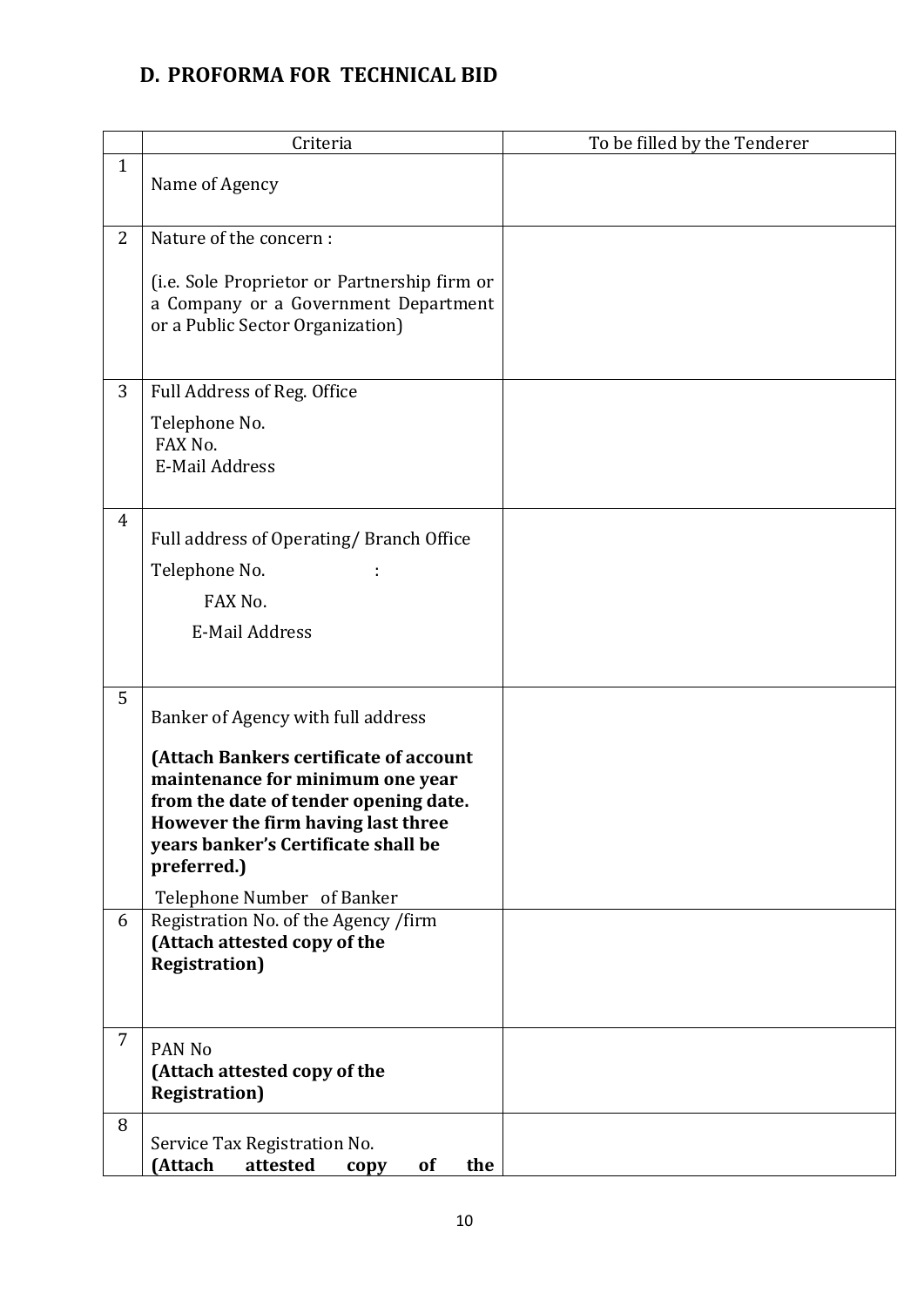## D. PROFORMA FOR TECHNICAL BID

| | Criteria | To be filled by the Tenderer |
|---|---|---|
| 1 | Name of Agency | |
| 2 | Nature of the concern :<br><br>(i.e. Sole Proprietor or Partnership firm or a Company or a Government Department or a Public Sector Organization) | |
| 3 | Full Address of Reg. Office<br><br>Telephone No.<br>FAX No.<br>E-Mail Address | |
| 4 | Full address of Operating/ Branch Office<br><br>Telephone No. :<br><br>FAX No.<br><br>E-Mail Address | |
| 5 | Banker of Agency with full address<br><br>**(Attach Bankers certificate of account maintenance for minimum one year from the date of tender opening date. However the firm having last three years banker's Certificate shall be preferred.)**<br><br>Telephone Number of Banker | |
| 6 | Registration No. of the Agency /firm<br>**(Attach attested copy of the Registration)** | |
| 7 | PAN No<br>**(Attach attested copy of the Registration)** | |
| 8 | Service Tax Registration No.<br>**(Attach attested copy of the** | |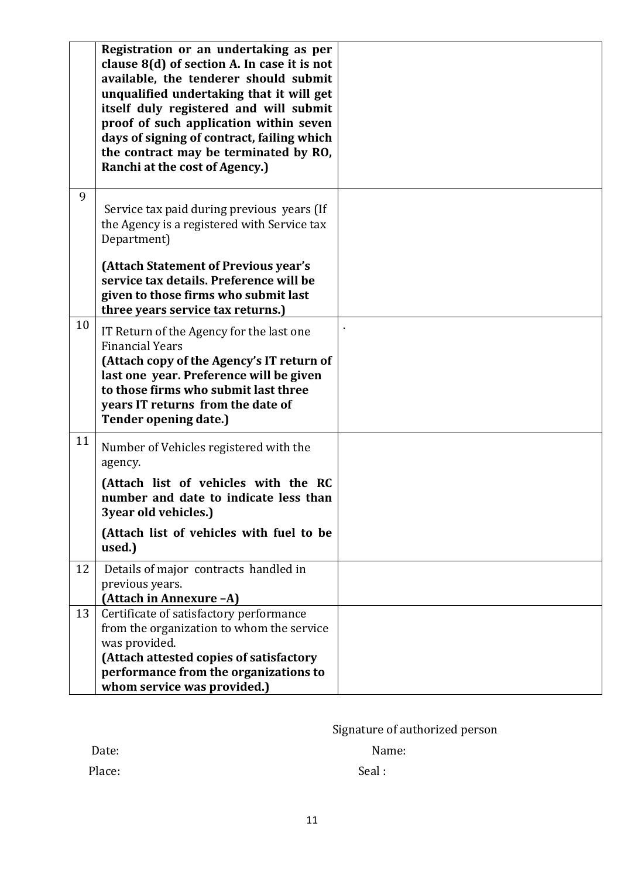| | | |
|---|---|---|
| | **Registration or an undertaking as per clause 8(d) of section A. In case it is not available, the tenderer should submit unqualified undertaking that it will get itself duly registered and will submit proof of such application within seven days of signing of contract, failing which the contract may be terminated by RO, Ranchi at the cost of Agency.)** | |
| 9 | Service tax paid during previous years (If the Agency is a registered with Service tax Department)<br><br>**(Attach Statement of Previous year's service tax details. Preference will be given to those firms who submit last three years service tax returns.)** | |
| 10 | IT Return of the Agency for the last one Financial Years<br>**(Attach copy of the Agency's IT return of last one year. Preference will be given to those firms who submit last three years IT returns from the date of Tender opening date.)** | . |
| 11 | Number of Vehicles registered with the agency.<br><br>**(Attach list of vehicles with the RC number and date to indicate less than 3year old vehicles.)**<br><br>**(Attach list of vehicles with fuel to be used.)** | |
| 12 | Details of major contracts handled in previous years.<br>**(Attach in Annexure –A)** | |
| 13 | Certificate of satisfactory performance from the organization to whom the service was provided.<br>**(Attach attested copies of satisfactory performance from the organizations to whom service was provided.)** | |

Signature of authorized person

Date: Name:

Place: Seal :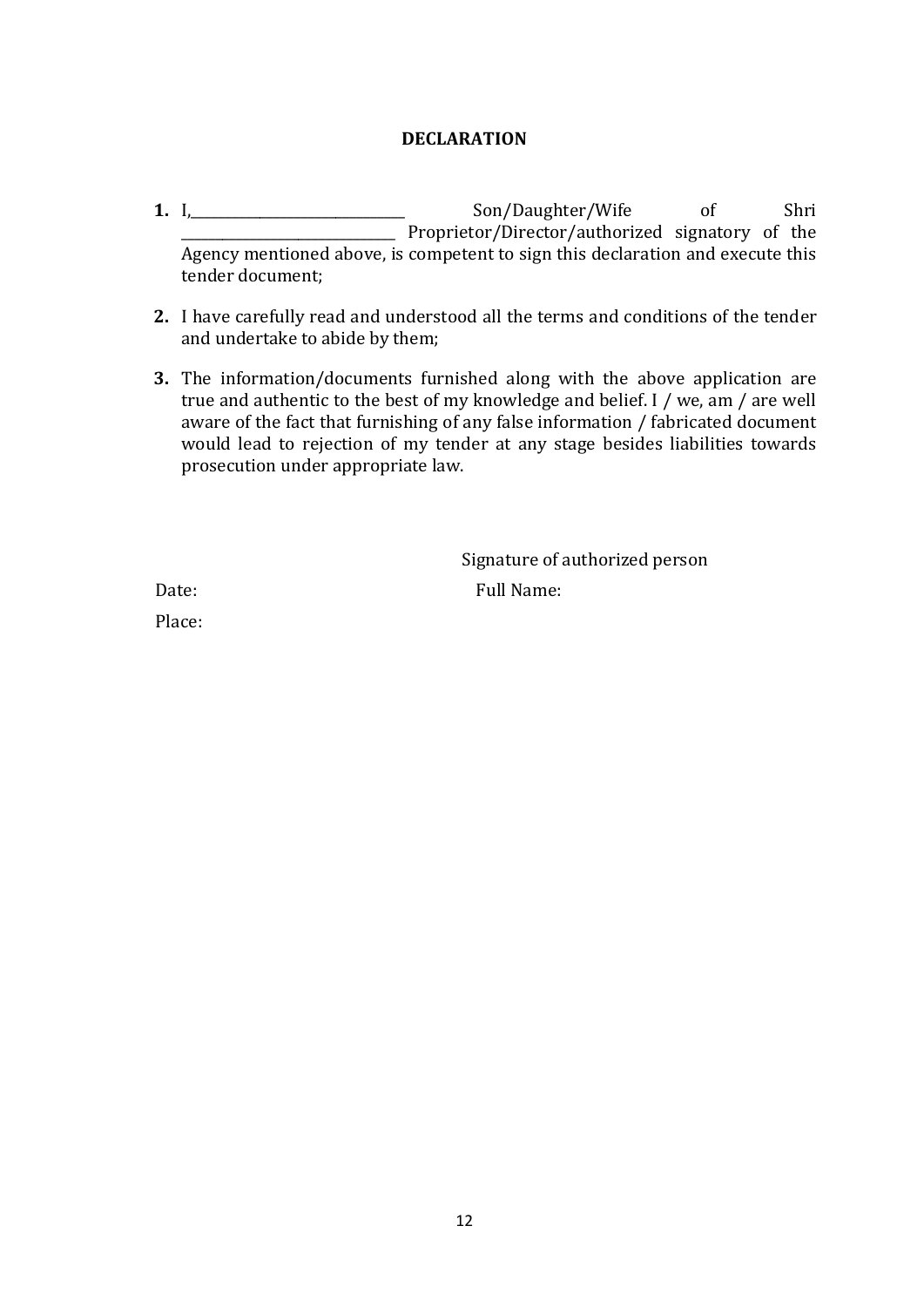## DECLARATION

1. I,\_\_\_\_\_\_\_\_\_\_\_\_\_\_\_\_\_\_\_\_\_\_\_\_\_\_\_\_\_\_ Son/Daughter/Wife of Shri \_\_\_\_\_\_\_\_\_\_\_\_\_\_\_\_\_\_\_\_\_\_\_\_\_\_\_\_\_\_ Proprietor/Director/authorized signatory of the Agency mentioned above, is competent to sign this declaration and execute this tender document;

2. I have carefully read and understood all the terms and conditions of the tender and undertake to abide by them;

3. The information/documents furnished along with the above application are true and authentic to the best of my knowledge and belief. I / we, am / are well aware of the fact that furnishing of any false information / fabricated document would lead to rejection of my tender at any stage besides liabilities towards prosecution under appropriate law.

Signature of authorized person

Date: Full Name:

Place: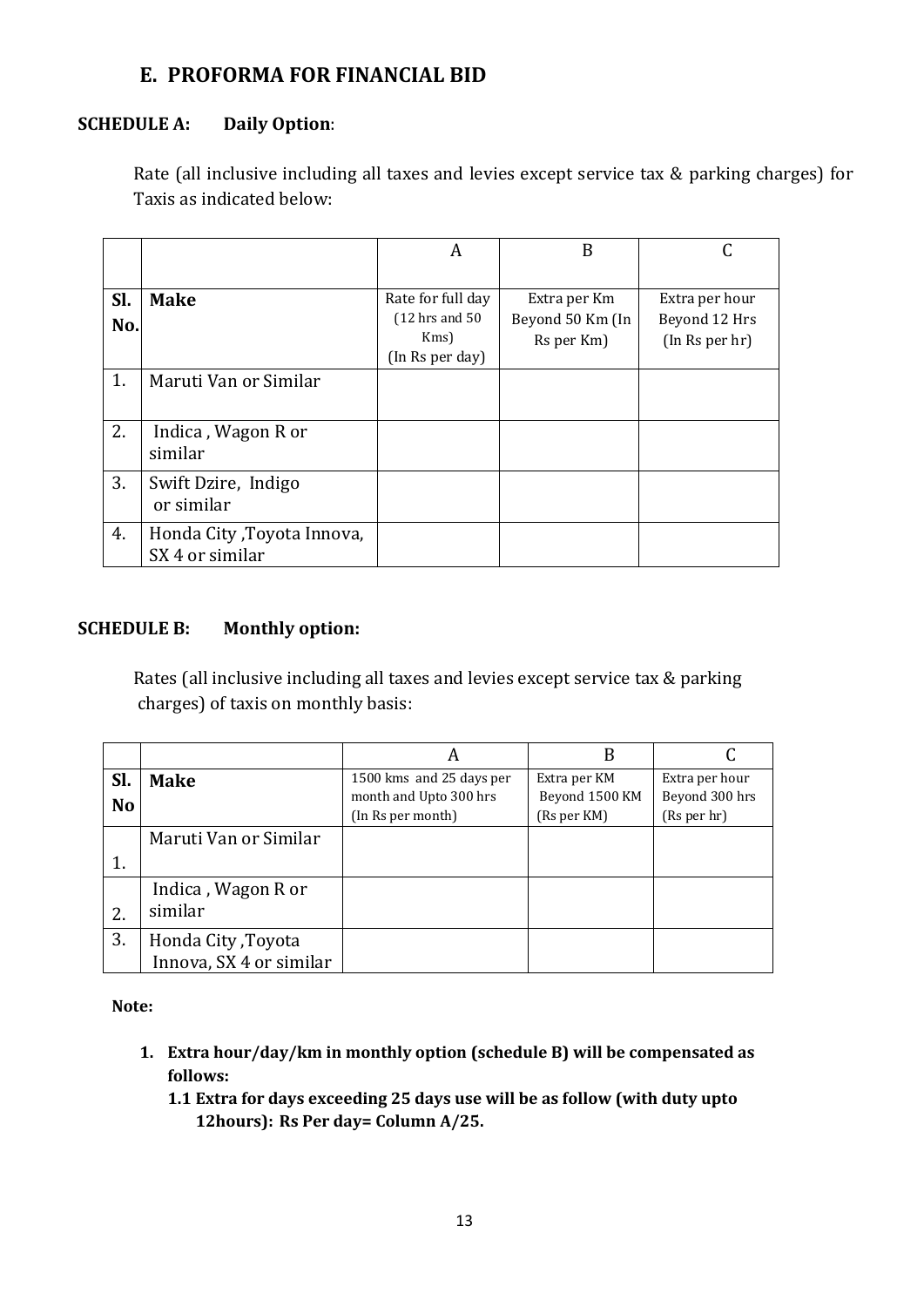## E. PROFORMA FOR FINANCIAL BID

**SCHEDULE A: Daily Option**:

Rate (all inclusive including all taxes and levies except service tax & parking charges) for Taxis as indicated below:

| | | A | B | C |
|---|---|---|---|---|
| **Sl. No.** | **Make** | Rate for full day (12 hrs and 50 Kms) (In Rs per day) | Extra per Km Beyond 50 Km (In Rs per Km) | Extra per hour Beyond 12 Hrs (In Rs per hr) |
| 1. | Maruti Van or Similar | | | |
| 2. | Indica , Wagon R or similar | | | |
| 3. | Swift Dzire, Indigo or similar | | | |
| 4. | Honda City ,Toyota Innova, SX 4 or similar | | | |

**SCHEDULE B: Monthly option:**

Rates (all inclusive including all taxes and levies except service tax & parking charges) of taxis on monthly basis:

| | | A | B | C |
|---|---|---|---|---|
| **Sl. No** | **Make** | 1500 kms and 25 days per month and Upto 300 hrs (In Rs per month) | Extra per KM Beyond 1500 KM (Rs per KM) | Extra per hour Beyond 300 hrs (Rs per hr) |
| 1. | Maruti Van or Similar | | | |
| 2. | Indica , Wagon R or similar | | | |
| 3. | Honda City ,Toyota Innova, SX 4 or similar | | | |

**Note:**

1. **Extra hour/day/km in monthly option (schedule B) will be compensated as follows:**
   1. **1.1 Extra for days exceeding 25 days use will be as follow (with duty upto 12hours): Rs Per day= Column A/25.**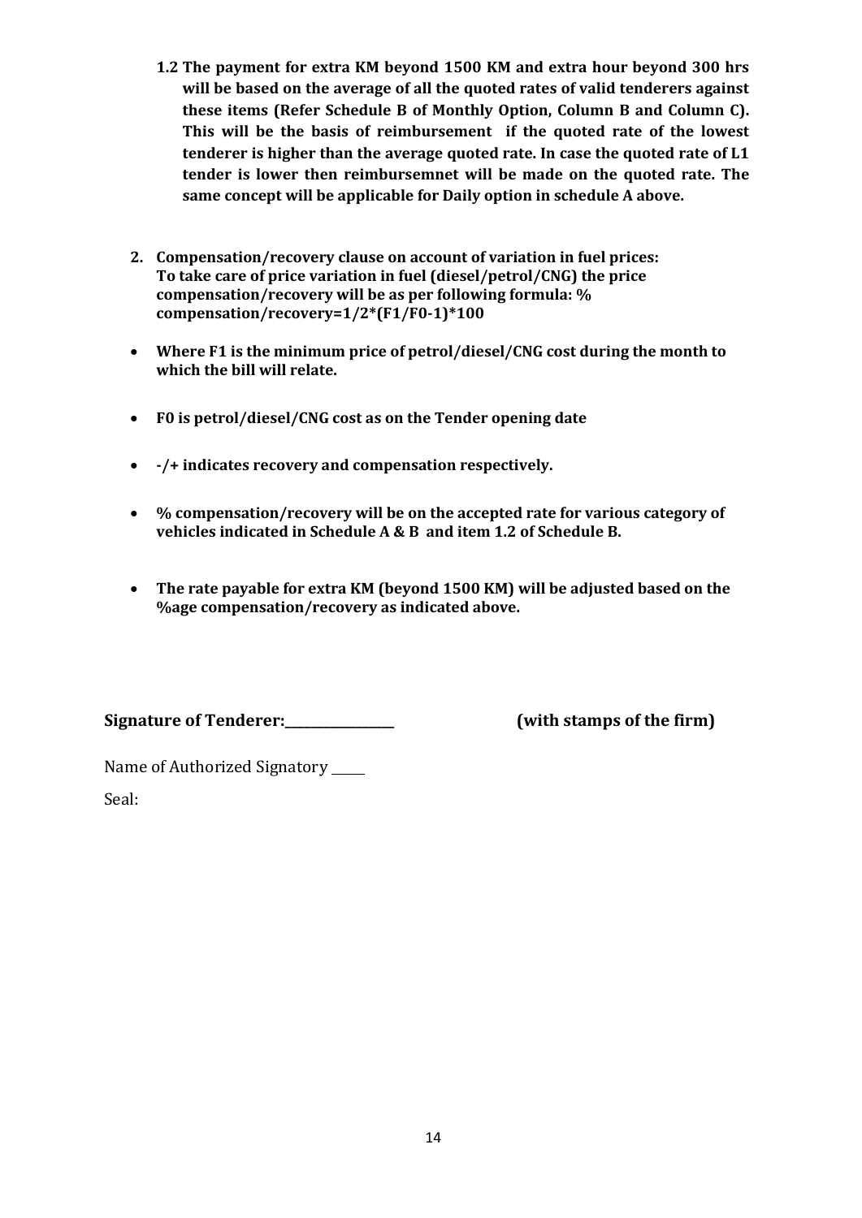**1.2 The payment for extra KM beyond 1500 KM and extra hour beyond 300 hrs will be based on the average of all the quoted rates of valid tenderers against these items (Refer Schedule B of Monthly Option, Column B and Column C). This will be the basis of reimbursement if the quoted rate of the lowest tenderer is higher than the average quoted rate. In case the quoted rate of L1 tender is lower then reimbursemnet will be made on the quoted rate. The same concept will be applicable for Daily option in schedule A above.**

**2. Compensation/recovery clause on account of variation in fuel prices: To take care of price variation in fuel (diesel/petrol/CNG) the price compensation/recovery will be as per following formula: % compensation/recovery=1/2*(F1/F0-1)*100**

- **Where F1 is the minimum price of petrol/diesel/CNG cost during the month to which the bill will relate.**
- **F0 is petrol/diesel/CNG cost as on the Tender opening date**
- **-/+ indicates recovery and compensation respectively.**
- **% compensation/recovery will be on the accepted rate for various category of vehicles indicated in Schedule A & B and item 1.2 of Schedule B.**
- **The rate payable for extra KM (beyond 1500 KM) will be adjusted based on the %age compensation/recovery as indicated above.**

**Signature of Tenderer:_______________** **(with stamps of the firm)**

Name of Authorized Signatory _____

Seal: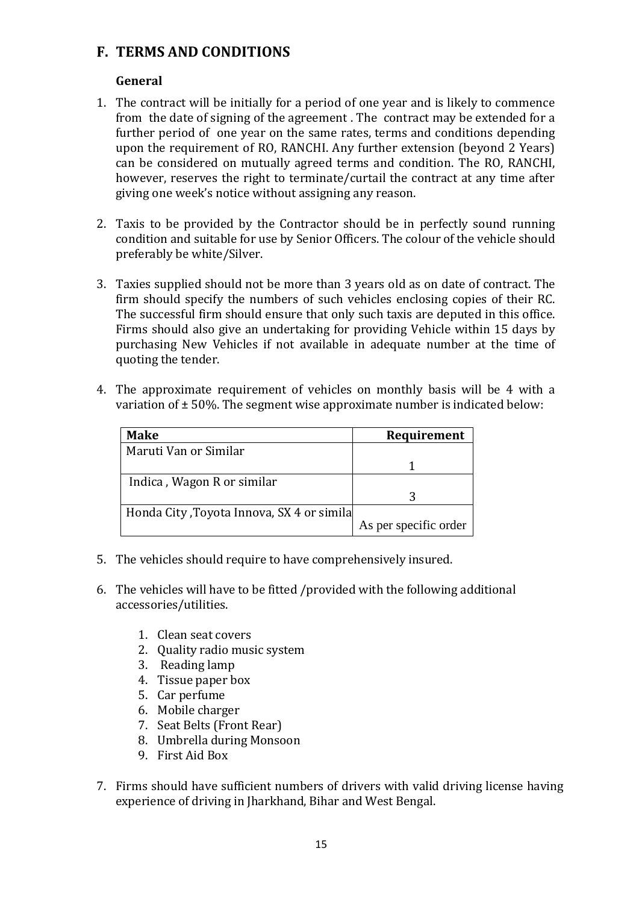## F. TERMS AND CONDITIONS

### General

1. The contract will be initially for a period of one year and is likely to commence from the date of signing of the agreement . The contract may be extended for a further period of one year on the same rates, terms and conditions depending upon the requirement of RO, RANCHI. Any further extension (beyond 2 Years) can be considered on mutually agreed terms and condition. The RO, RANCHI, however, reserves the right to terminate/curtail the contract at any time after giving one week's notice without assigning any reason.

2. Taxis to be provided by the Contractor should be in perfectly sound running condition and suitable for use by Senior Officers. The colour of the vehicle should preferably be white/Silver.

3. Taxies supplied should not be more than 3 years old as on date of contract. The firm should specify the numbers of such vehicles enclosing copies of their RC. The successful firm should ensure that only such taxis are deputed in this office. Firms should also give an undertaking for providing Vehicle within 15 days by purchasing New Vehicles if not available in adequate number at the time of quoting the tender.

4. The approximate requirement of vehicles on monthly basis will be 4 with a variation of ± 50%. The segment wise approximate number is indicated below:

| Make | Requirement |
|---|---|
| Maruti Van or Similar | 1 |
| Indica , Wagon R or similar | 3 |
| Honda City ,Toyota Innova, SX 4 or simila | As per specific order |

5. The vehicles should require to have comprehensively insured.

6. The vehicles will have to be fitted /provided with the following additional accessories/utilities.
   1. Clean seat covers
   2. Quality radio music system
   3. Reading lamp
   4. Tissue paper box
   5. Car perfume
   6. Mobile charger
   7. Seat Belts (Front Rear)
   8. Umbrella during Monsoon
   9. First Aid Box

7. Firms should have sufficient numbers of drivers with valid driving license having experience of driving in Jharkhand, Bihar and West Bengal.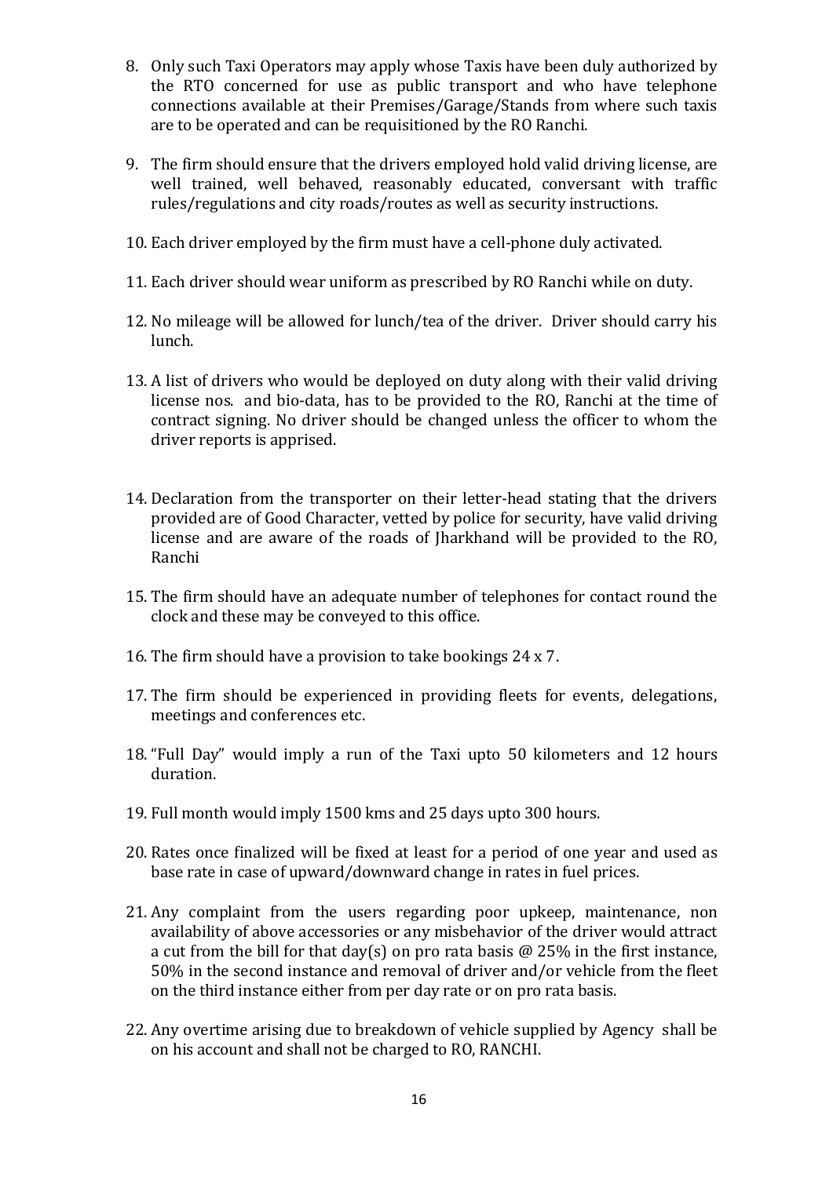8. Only such Taxi Operators may apply whose Taxis have been duly authorized by the RTO concerned for use as public transport and who have telephone connections available at their Premises/Garage/Stands from where such taxis are to be operated and can be requisitioned by the RO Ranchi.

9. The firm should ensure that the drivers employed hold valid driving license, are well trained, well behaved, reasonably educated, conversant with traffic rules/regulations and city roads/routes as well as security instructions.

10. Each driver employed by the firm must have a cell-phone duly activated.

11. Each driver should wear uniform as prescribed by RO Ranchi while on duty.

12. No mileage will be allowed for lunch/tea of the driver. Driver should carry his lunch.

13. A list of drivers who would be deployed on duty along with their valid driving license nos. and bio-data, has to be provided to the RO, Ranchi at the time of contract signing. No driver should be changed unless the officer to whom the driver reports is apprised.

14. Declaration from the transporter on their letter-head stating that the drivers provided are of Good Character, vetted by police for security, have valid driving license and are aware of the roads of Jharkhand will be provided to the RO, Ranchi

15. The firm should have an adequate number of telephones for contact round the clock and these may be conveyed to this office.

16. The firm should have a provision to take bookings 24 x 7.

17. The firm should be experienced in providing fleets for events, delegations, meetings and conferences etc.

18. "Full Day" would imply a run of the Taxi upto 50 kilometers and 12 hours duration.

19. Full month would imply 1500 kms and 25 days upto 300 hours.

20. Rates once finalized will be fixed at least for a period of one year and used as base rate in case of upward/downward change in rates in fuel prices.

21. Any complaint from the users regarding poor upkeep, maintenance, non availability of above accessories or any misbehavior of the driver would attract a cut from the bill for that day(s) on pro rata basis @ 25% in the first instance, 50% in the second instance and removal of driver and/or vehicle from the fleet on the third instance either from per day rate or on pro rata basis.

22. Any overtime arising due to breakdown of vehicle supplied by Agency shall be on his account and shall not be charged to RO, RANCHI.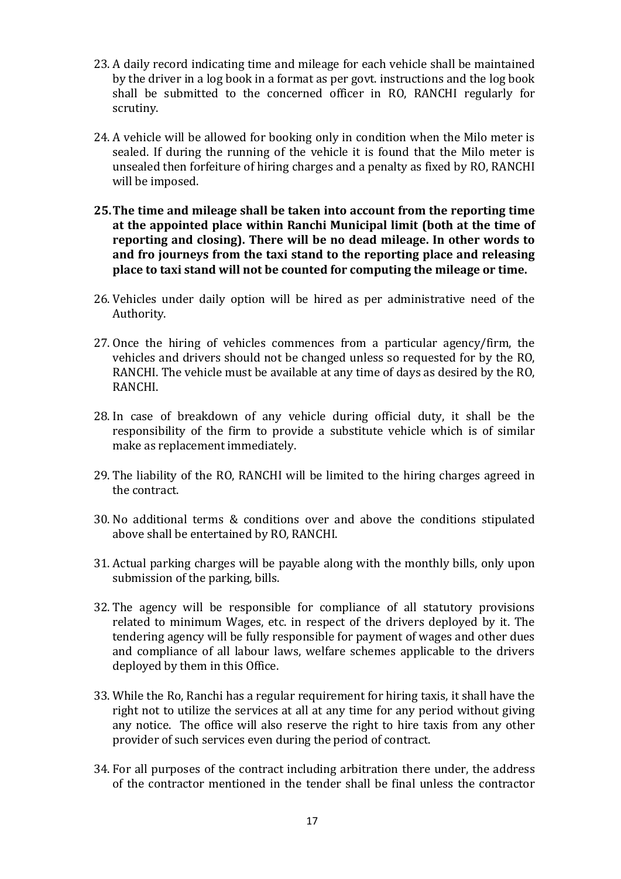23. A daily record indicating time and mileage for each vehicle shall be maintained by the driver in a log book in a format as per govt. instructions and the log book shall be submitted to the concerned officer in RO, RANCHI regularly for scrutiny.

24. A vehicle will be allowed for booking only in condition when the Milo meter is sealed. If during the running of the vehicle it is found that the Milo meter is unsealed then forfeiture of hiring charges and a penalty as fixed by RO, RANCHI will be imposed.

25. **The time and mileage shall be taken into account from the reporting time at the appointed place within Ranchi Municipal limit (both at the time of reporting and closing). There will be no dead mileage. In other words to and fro journeys from the taxi stand to the reporting place and releasing place to taxi stand will not be counted for computing the mileage or time.**

26. Vehicles under daily option will be hired as per administrative need of the Authority.

27. Once the hiring of vehicles commences from a particular agency/firm, the vehicles and drivers should not be changed unless so requested for by the RO, RANCHI. The vehicle must be available at any time of days as desired by the RO, RANCHI.

28. In case of breakdown of any vehicle during official duty, it shall be the responsibility of the firm to provide a substitute vehicle which is of similar make as replacement immediately.

29. The liability of the RO, RANCHI will be limited to the hiring charges agreed in the contract.

30. No additional terms & conditions over and above the conditions stipulated above shall be entertained by RO, RANCHI.

31. Actual parking charges will be payable along with the monthly bills, only upon submission of the parking, bills.

32. The agency will be responsible for compliance of all statutory provisions related to minimum Wages, etc. in respect of the drivers deployed by it. The tendering agency will be fully responsible for payment of wages and other dues and compliance of all labour laws, welfare schemes applicable to the drivers deployed by them in this Office.

33. While the Ro, Ranchi has a regular requirement for hiring taxis, it shall have the right not to utilize the services at all at any time for any period without giving any notice. The office will also reserve the right to hire taxis from any other provider of such services even during the period of contract.

34. For all purposes of the contract including arbitration there under, the address of the contractor mentioned in the tender shall be final unless the contractor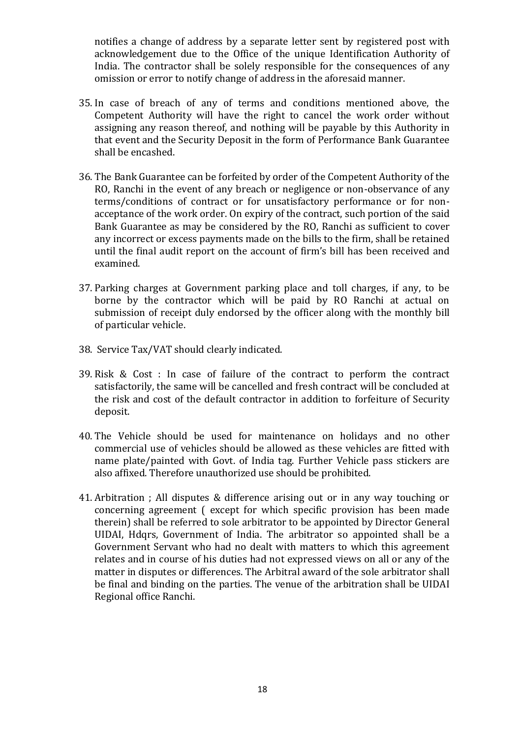notifies a change of address by a separate letter sent by registered post with acknowledgement due to the Office of the unique Identification Authority of India. The contractor shall be solely responsible for the consequences of any omission or error to notify change of address in the aforesaid manner.

35. In case of breach of any of terms and conditions mentioned above, the Competent Authority will have the right to cancel the work order without assigning any reason thereof, and nothing will be payable by this Authority in that event and the Security Deposit in the form of Performance Bank Guarantee shall be encashed.

36. The Bank Guarantee can be forfeited by order of the Competent Authority of the RO, Ranchi in the event of any breach or negligence or non-observance of any terms/conditions of contract or for unsatisfactory performance or for non-acceptance of the work order. On expiry of the contract, such portion of the said Bank Guarantee as may be considered by the RO, Ranchi as sufficient to cover any incorrect or excess payments made on the bills to the firm, shall be retained until the final audit report on the account of firm's bill has been received and examined.

37. Parking charges at Government parking place and toll charges, if any, to be borne by the contractor which will be paid by RO Ranchi at actual on submission of receipt duly endorsed by the officer along with the monthly bill of particular vehicle.

38. Service Tax/VAT should clearly indicated.

39. Risk & Cost : In case of failure of the contract to perform the contract satisfactorily, the same will be cancelled and fresh contract will be concluded at the risk and cost of the default contractor in addition to forfeiture of Security deposit.

40. The Vehicle should be used for maintenance on holidays and no other commercial use of vehicles should be allowed as these vehicles are fitted with name plate/painted with Govt. of India tag. Further Vehicle pass stickers are also affixed. Therefore unauthorized use should be prohibited.

41. Arbitration ; All disputes & difference arising out or in any way touching or concerning agreement ( except for which specific provision has been made therein) shall be referred to sole arbitrator to be appointed by Director General UIDAI, Hdqrs, Government of India. The arbitrator so appointed shall be a Government Servant who had no dealt with matters to which this agreement relates and in course of his duties had not expressed views on all or any of the matter in disputes or differences. The Arbitral award of the sole arbitrator shall be final and binding on the parties. The venue of the arbitration shall be UIDAI Regional office Ranchi.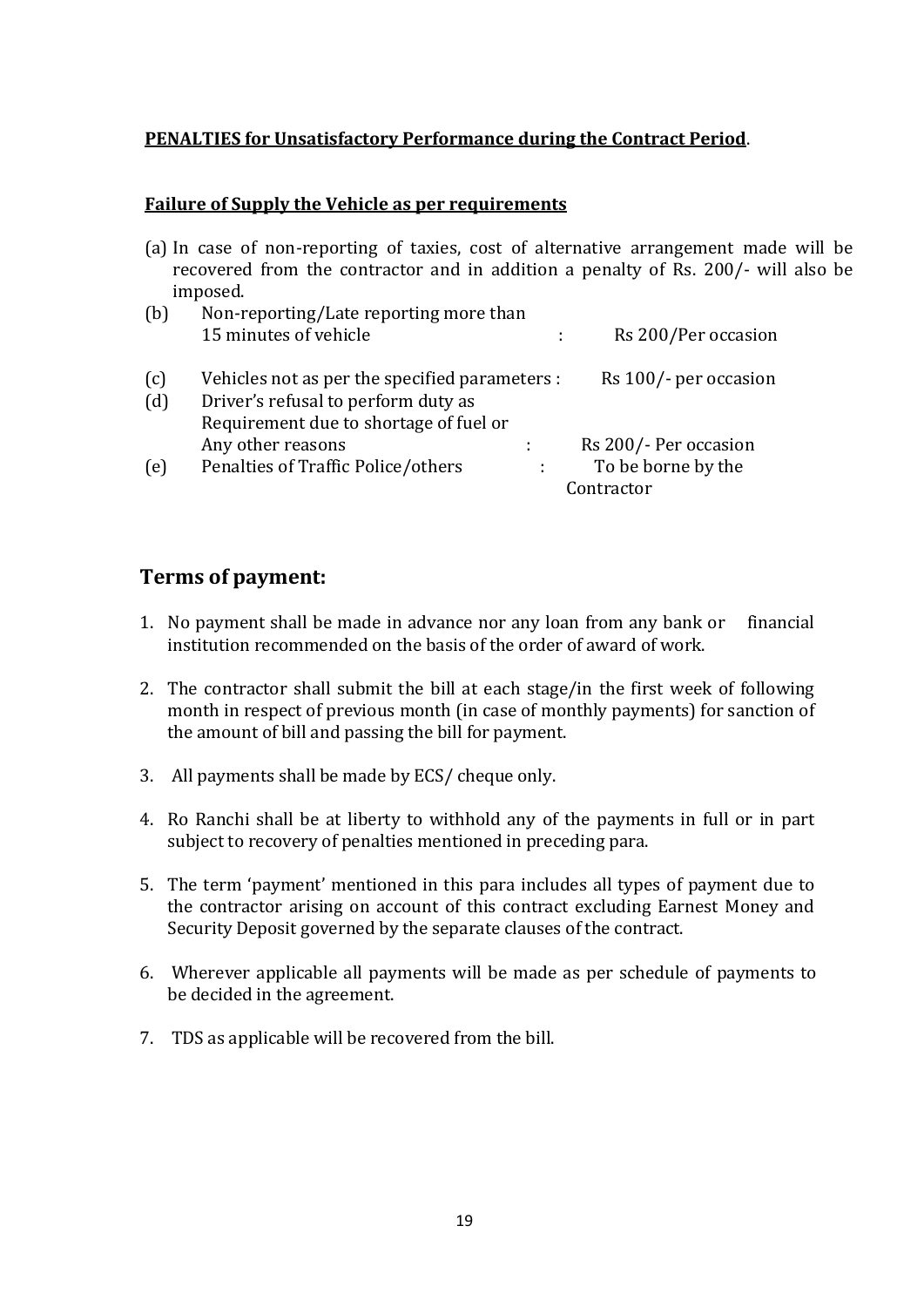**PENALTIES for Unsatisfactory Performance during the Contract Period**.

**Failure of Supply the Vehicle as per requirements**

(a) In case of non-reporting of taxies, cost of alternative arrangement made will be recovered from the contractor and in addition a penalty of Rs. 200/- will also be imposed.

| | | | |
|---|---|---|---|
| (b) | Non-reporting/Late reporting more than 15 minutes of vehicle | : | Rs 200/Per occasion |
| (c) | Vehicles not as per the specified parameters | : | Rs 100/- per occasion |
| (d) | Driver's refusal to perform duty as Requirement due to shortage of fuel or Any other reasons | : | Rs 200/- Per occasion |
| (e) | Penalties of Traffic Police/others | : | To be borne by the Contractor |

## Terms of payment:

1. No payment shall be made in advance nor any loan from any bank or financial institution recommended on the basis of the order of award of work.

2. The contractor shall submit the bill at each stage/in the first week of following month in respect of previous month (in case of monthly payments) for sanction of the amount of bill and passing the bill for payment.

3. All payments shall be made by ECS/ cheque only.

4. Ro Ranchi shall be at liberty to withhold any of the payments in full or in part subject to recovery of penalties mentioned in preceding para.

5. The term 'payment' mentioned in this para includes all types of payment due to the contractor arising on account of this contract excluding Earnest Money and Security Deposit governed by the separate clauses of the contract.

6. Wherever applicable all payments will be made as per schedule of payments to be decided in the agreement.

7. TDS as applicable will be recovered from the bill.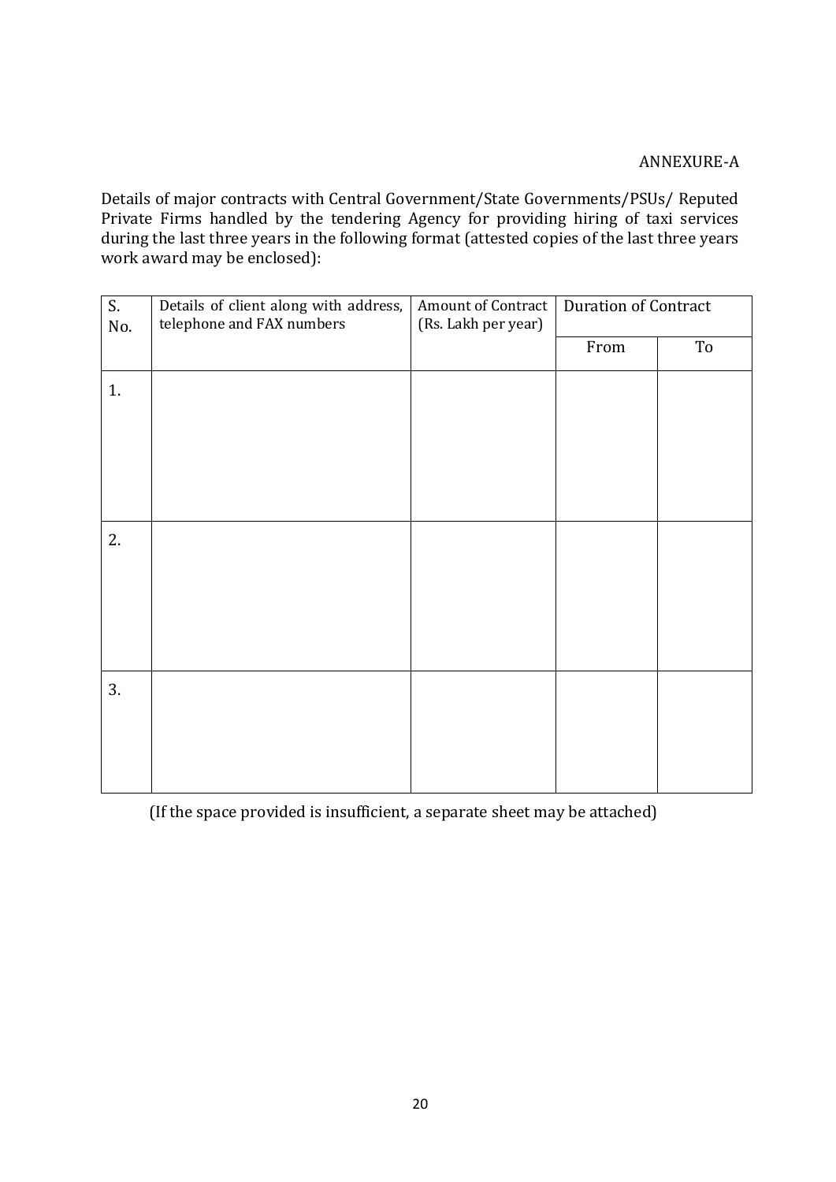ANNEXURE-A

Details of major contracts with Central Government/State Governments/PSUs/ Reputed Private Firms handled by the tendering Agency for providing hiring of taxi services during the last three years in the following format (attested copies of the last three years work award may be enclosed):

| S. No. | Details of client along with address, telephone and FAX numbers | Amount of Contract (Rs. Lakh per year) | Duration of Contract | |
|---|---|---|---|---|
| | | | From | To |
| 1. | | | | |
| 2. | | | | |
| 3. | | | | |

(If the space provided is insufficient, a separate sheet may be attached)